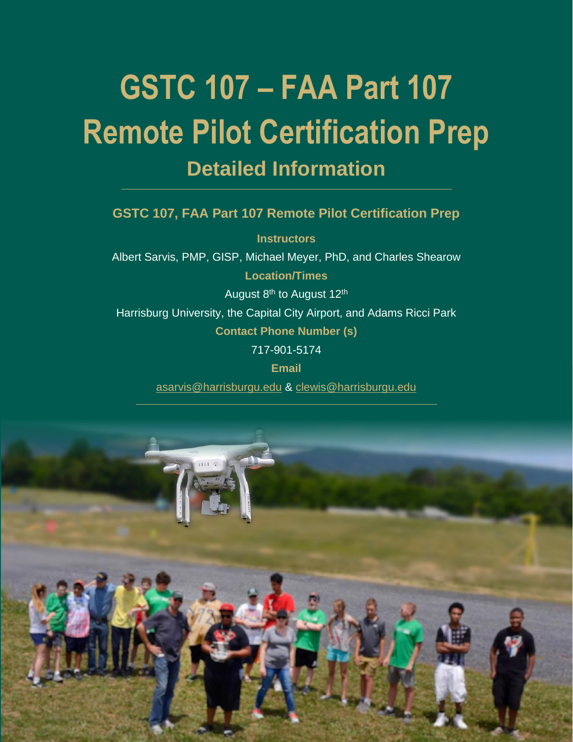# GSTC 107 – FAA Part 107 Remote Pilot Certification Prep

## Detailed Information

### GSTC 107, FAA Part 107 Remote Pilot Certification Prep

**Instructors**

Albert Sarvis, PMP, GISP, Michael Meyer, PhD, and Charles Shearow

**Location/Times**

August 8th to August 12th

Harrisburg University, the Capital City Airport, and Adams Ricci Park

**Contact Phone Number (s)**

717-901-5174

**Email**

asarvis@harrisburgu.edu & clewis@harrisburgu.edu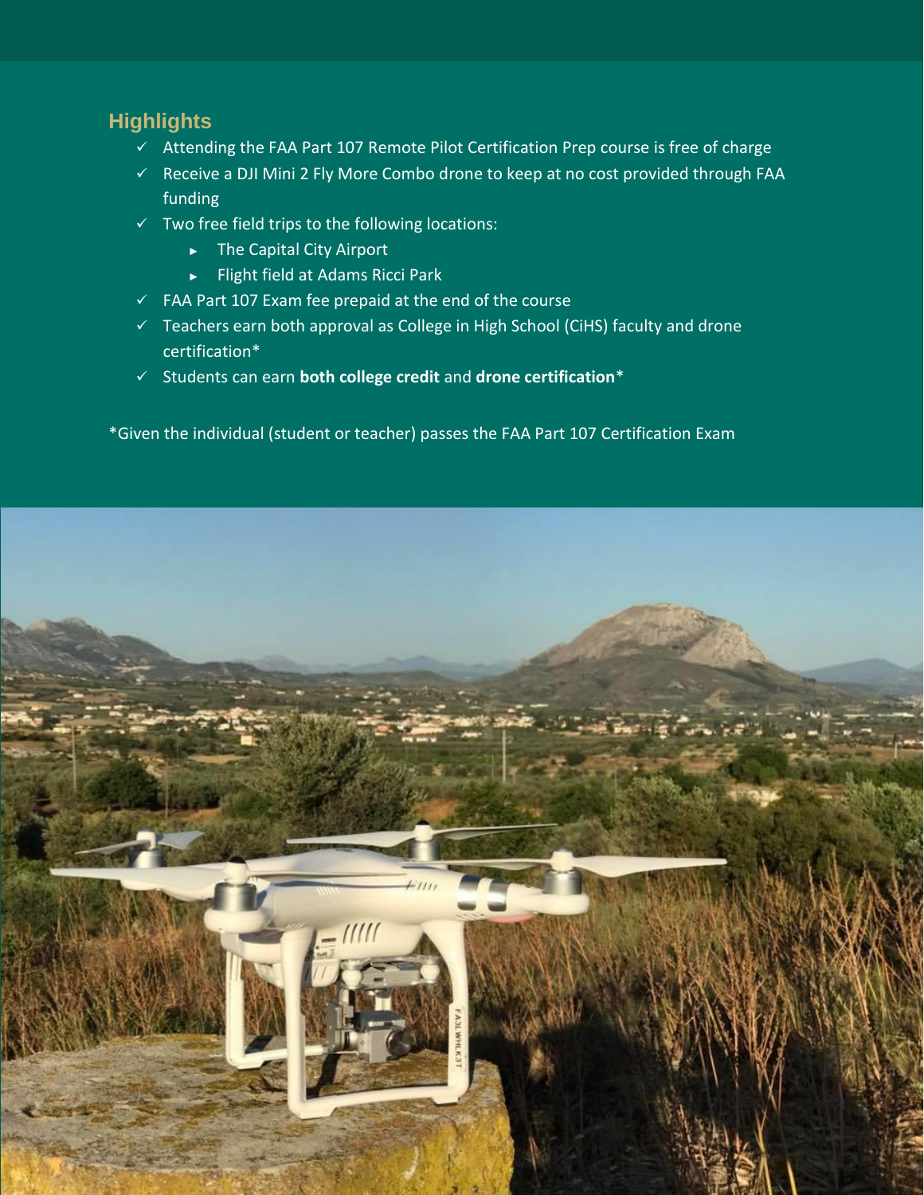## Highlights

- ✓ Attending the FAA Part 107 Remote Pilot Certification Prep course is free of charge
- ✓ Receive a DJI Mini 2 Fly More Combo drone to keep at no cost provided through FAA funding
- ✓ Two free field trips to the following locations:
  - The Capital City Airport
  - Flight field at Adams Ricci Park
- ✓ FAA Part 107 Exam fee prepaid at the end of the course
- ✓ Teachers earn both approval as College in High School (CiHS) faculty and drone certification*
- ✓ Students can earn **both college credit** and **drone certification***

*Given the individual (student or teacher) passes the FAA Part 107 Certification Exam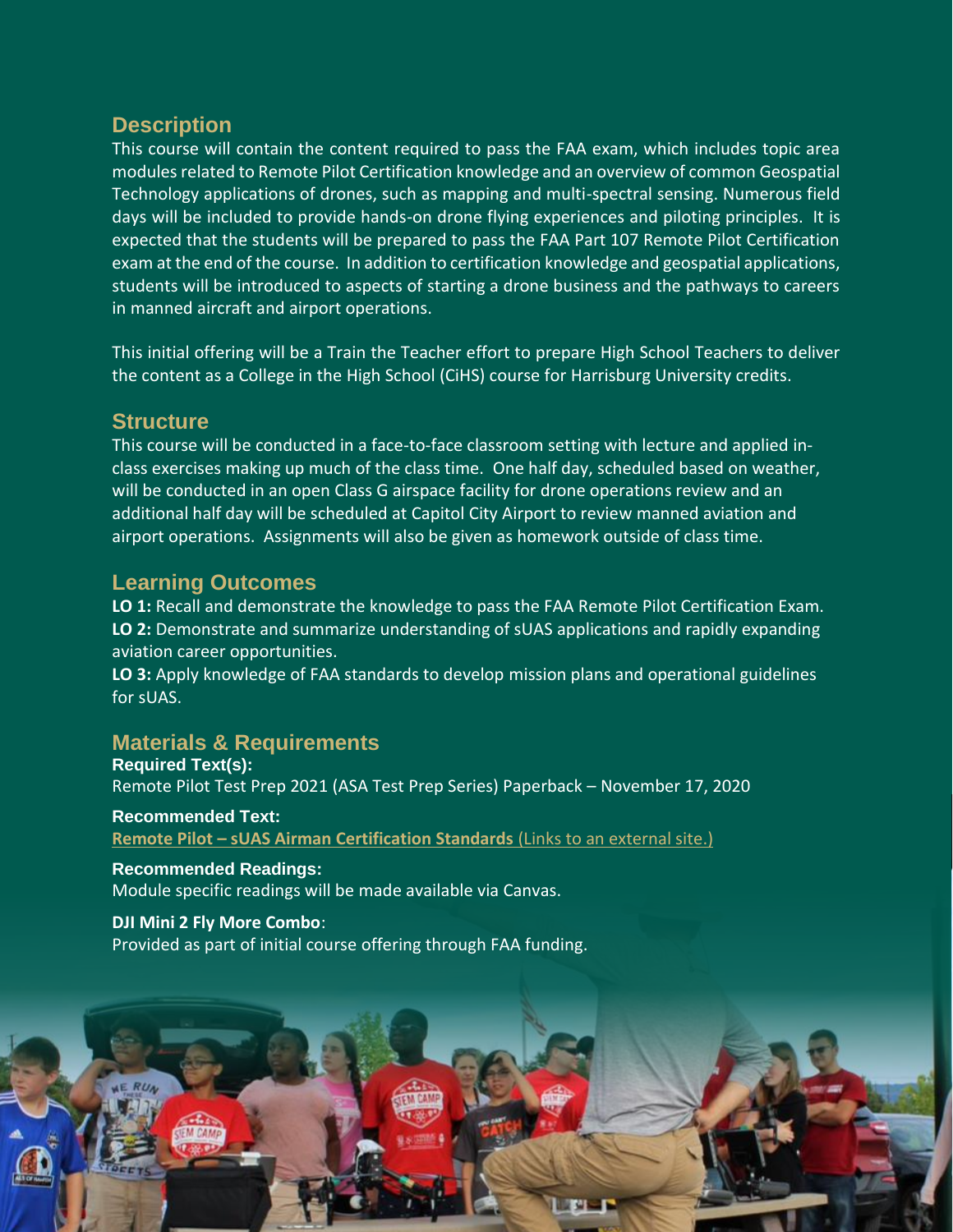## Description

This course will contain the content required to pass the FAA exam, which includes topic area modules related to Remote Pilot Certification knowledge and an overview of common Geospatial Technology applications of drones, such as mapping and multi-spectral sensing. Numerous field days will be included to provide hands-on drone flying experiences and piloting principles. It is expected that the students will be prepared to pass the FAA Part 107 Remote Pilot Certification exam at the end of the course. In addition to certification knowledge and geospatial applications, students will be introduced to aspects of starting a drone business and the pathways to careers in manned aircraft and airport operations.

This initial offering will be a Train the Teacher effort to prepare High School Teachers to deliver the content as a College in the High School (CiHS) course for Harrisburg University credits.

## Structure

This course will be conducted in a face-to-face classroom setting with lecture and applied in-class exercises making up much of the class time. One half day, scheduled based on weather, will be conducted in an open Class G airspace facility for drone operations review and an additional half day will be scheduled at Capitol City Airport to review manned aviation and airport operations. Assignments will also be given as homework outside of class time.

## Learning Outcomes

**LO 1:** Recall and demonstrate the knowledge to pass the FAA Remote Pilot Certification Exam.
**LO 2:** Demonstrate and summarize understanding of sUAS applications and rapidly expanding aviation career opportunities.
**LO 3:** Apply knowledge of FAA standards to develop mission plans and operational guidelines for sUAS.

## Materials & Requirements

**Required Text(s):**
Remote Pilot Test Prep 2021 (ASA Test Prep Series) Paperback – November 17, 2020

**Recommended Text:**
**Remote Pilot – sUAS Airman Certification Standards** (Links to an external site.)

**Recommended Readings:**
Module specific readings will be made available via Canvas.

**DJI Mini 2 Fly More Combo**:
Provided as part of initial course offering through FAA funding.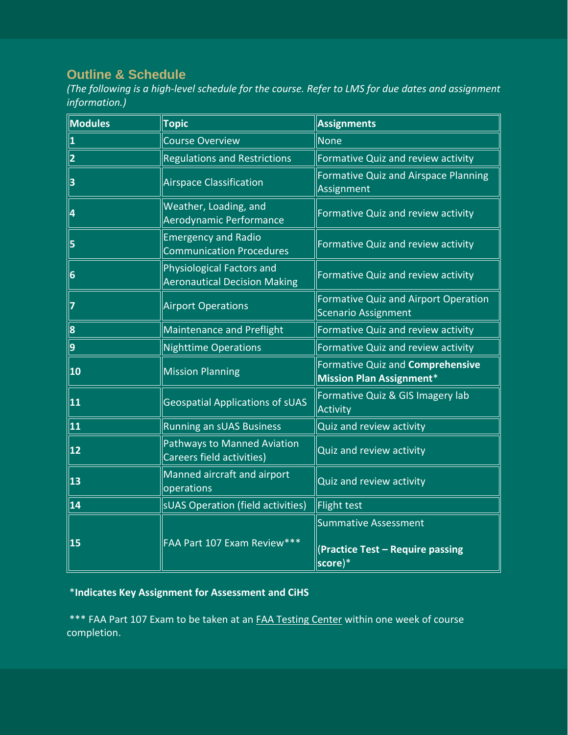## Outline & Schedule

*(The following is a high-level schedule for the course. Refer to LMS for due dates and assignment information.)*

| **Modules** | **Topic** | **Assignments** |
|---|---|---|
| **1** | Course Overview | None |
| **2** | Regulations and Restrictions | Formative Quiz and review activity |
| **3** | Airspace Classification | Formative Quiz and Airspace Planning Assignment |
| **4** | Weather, Loading, and Aerodynamic Performance | Formative Quiz and review activity |
| **5** | Emergency and Radio Communication Procedures | Formative Quiz and review activity |
| **6** | Physiological Factors and Aeronautical Decision Making | Formative Quiz and review activity |
| **7** | Airport Operations | Formative Quiz and Airport Operation Scenario Assignment |
| **8** | Maintenance and Preflight | Formative Quiz and review activity |
| **9** | Nighttime Operations | Formative Quiz and review activity |
| **10** | Mission Planning | Formative Quiz and **Comprehensive Mission Plan Assignment***|
| **11** | Geospatial Applications of sUAS | Formative Quiz & GIS Imagery lab Activity |
| **11** | Running an sUAS Business | Quiz and review activity |
| **12** | Pathways to Manned Aviation Careers field activities) | Quiz and review activity |
| **13** | Manned aircraft and airport operations | Quiz and review activity |
| **14** | sUAS Operation (field activities) | Flight test |
| **15** | FAA Part 107 Exam Review*** | Summative Assessment (**Practice Test – Require passing score**)* |

*__Indicates Key Assignment for Assessment and CiHS__

*** FAA Part 107 Exam to be taken at an FAA Testing Center within one week of course completion.